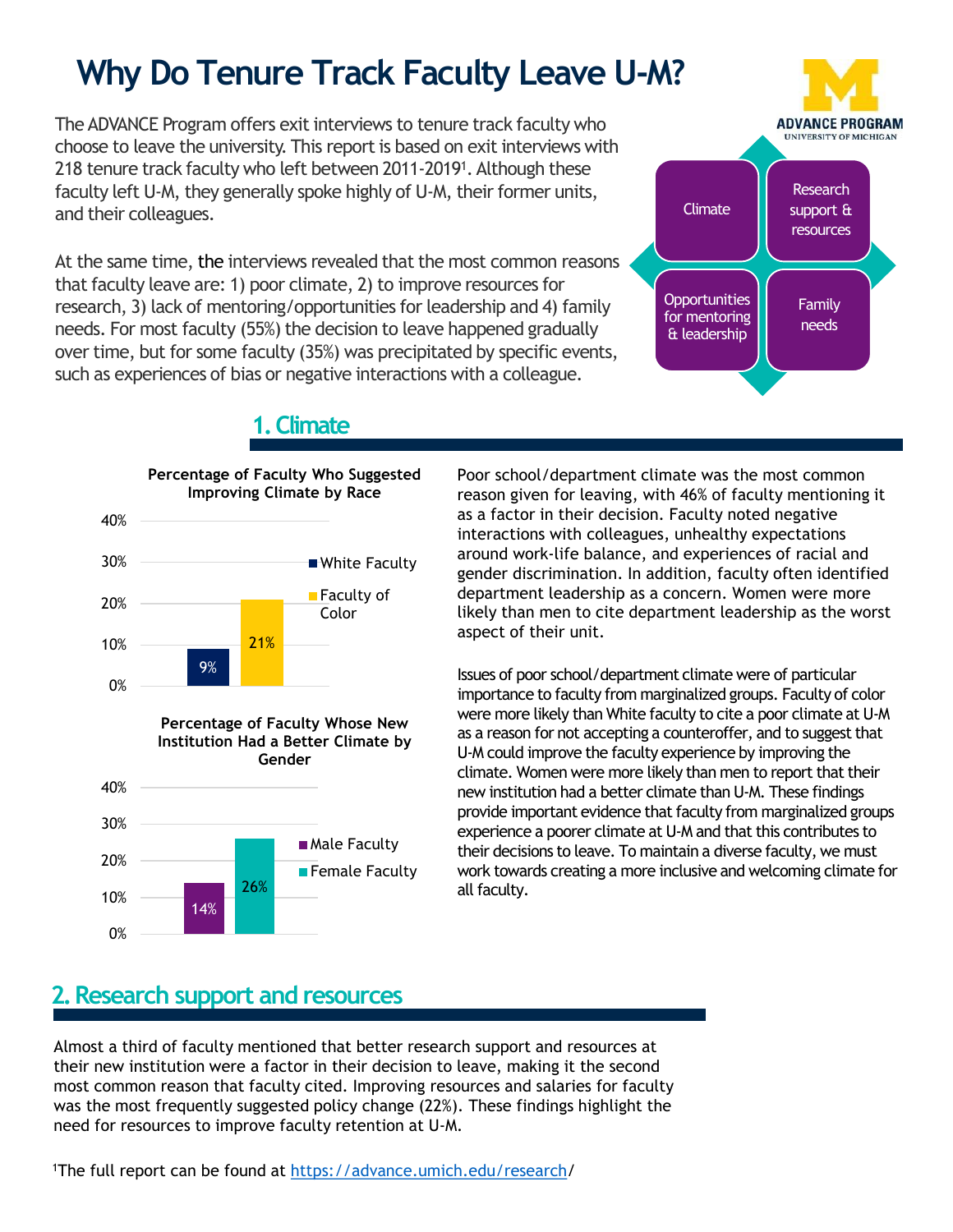# Why Do Tenure Track Faculty Leave U-M?

The ADVANCE Program offers exit interviews to tenure track faculty who choose to leave the university. This report is based on exit interviews with 218 tenure track faculty who left between 2011-2019[1]. Although these faculty left U-M, they generally spoke highly of U-M, their former units, and their colleagues.

At the same time, the interviews revealed that the most common reasons that faculty leave are: 1) poor climate, 2) to improve resources for research, 3) lack of mentoring/opportunities for leadership and 4) family needs. For most faculty (55%) the decision to leave happened gradually over time, but for some faculty (35%) was precipitated by specific events, such as experiences of bias or negative interactions with a colleague.

ADVANCE PROGRAM
UNIVERSITY OF MICHIGAN

- Climate
- Research support & resources
- Opportunities for mentoring & leadership
- Family needs

## 1. Climate

**Percentage of Faculty Who Suggested Improving Climate by Race**

| Group | Percentage |
|---|---|
| White Faculty | 9% |
| Faculty of Color | 21% |

**Percentage of Faculty Whose New Institution Had a Better Climate by Gender**

| Group | Percentage |
|---|---|
| Male Faculty | 14% |
| Female Faculty | 26% |

Poor school/department climate was the most common reason given for leaving, with 46% of faculty mentioning it as a factor in their decision. Faculty noted negative interactions with colleagues, unhealthy expectations around work-life balance, and experiences of racial and gender discrimination. In addition, faculty often identified department leadership as a concern. Women were more likely than men to cite department leadership as the worst aspect of their unit.

Issues of poor school/department climate were of particular importance to faculty from marginalized groups. Faculty of color were more likely than White faculty to cite a poor climate at U-M as a reason for not accepting a counteroffer, and to suggest that U-M could improve the faculty experience by improving the climate. Women were more likely than men to report that their new institution had a better climate than U-M. These findings provide important evidence that faculty from marginalized groups experience a poorer climate at U-M and that this contributes to their decisions to leave. To maintain a diverse faculty, we must work towards creating a more inclusive and welcoming climate for all faculty.

## 2. Research support and resources

Almost a third of faculty mentioned that better research support and resources at their new institution were a factor in their decision to leave, making it the second most common reason that faculty cited. Improving resources and salaries for faculty was the most frequently suggested policy change (22%). These findings highlight the need for resources to improve faculty retention at U-M.

[1]The full report can be found at https://advance.umich.edu/research/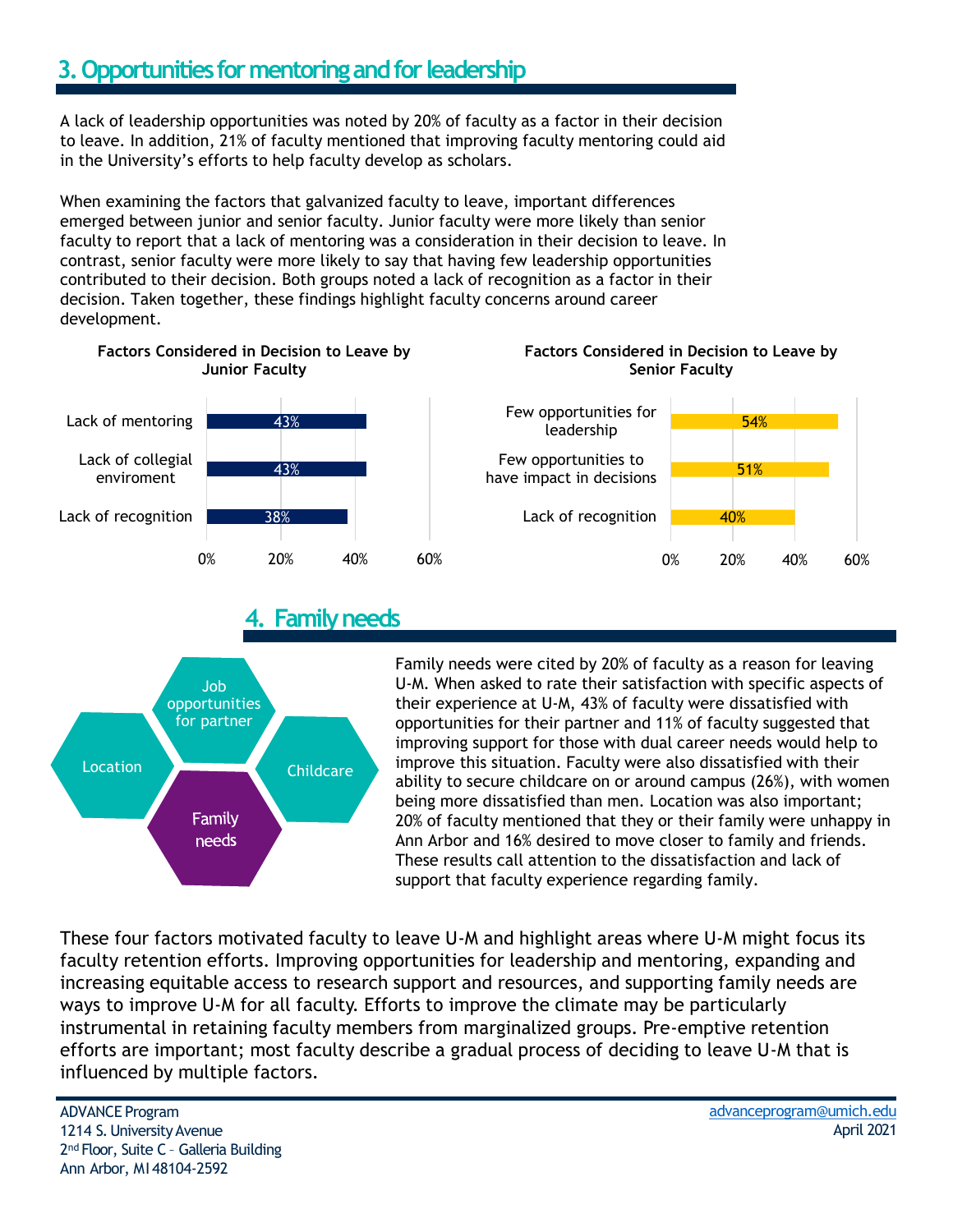## 3. Opportunities for mentoring and for leadership

A lack of leadership opportunities was noted by 20% of faculty as a factor in their decision to leave. In addition, 21% of faculty mentioned that improving faculty mentoring could aid in the University's efforts to help faculty develop as scholars.

When examining the factors that galvanized faculty to leave, important differences emerged between junior and senior faculty. Junior faculty were more likely than senior faculty to report that a lack of mentoring was a consideration in their decision to leave. In contrast, senior faculty were more likely to say that having few leadership opportunities contributed to their decision. Both groups noted a lack of recognition as a factor in their decision. Taken together, these findings highlight faculty concerns around career development.

**Factors Considered in Decision to Leave by Junior Faculty**

Lack of mentoring 43%
Lack of collegial enviroment 43%
Lack of recognition 38%
0% 20% 40% 60%

**Factors Considered in Decision to Leave by Senior Faculty**

Few opportunities for leadership 54%
Few opportunities to have impact in decisions 51%
Lack of recognition 40%
0% 20% 40% 60%

## 4. Family needs

Job opportunities for partner
Location
Childcare
Family needs

Family needs were cited by 20% of faculty as a reason for leaving U-M. When asked to rate their satisfaction with specific aspects of their experience at U-M, 43% of faculty were dissatisfied with opportunities for their partner and 11% of faculty suggested that improving support for those with dual career needs would help to improve this situation. Faculty were also dissatisfied with their ability to secure childcare on or around campus (26%), with women being more dissatisfied than men. Location was also important; 20% of faculty mentioned that they or their family were unhappy in Ann Arbor and 16% desired to move closer to family and friends. These results call attention to the dissatisfaction and lack of support that faculty experience regarding family.

These four factors motivated faculty to leave U-M and highlight areas where U-M might focus its faculty retention efforts. Improving opportunities for leadership and mentoring, expanding and increasing equitable access to research support and resources, and supporting family needs are ways to improve U-M for all faculty. Efforts to improve the climate may be particularly instrumental in retaining faculty members from marginalized groups. Pre-emptive retention efforts are important; most faculty describe a gradual process of deciding to leave U-M that is influenced by multiple factors.

ADVANCE Program
1214 S. University Avenue
2nd Floor, Suite C – Galleria Building
Ann Arbor, MI 48104-2592

advanceprogram@umich.edu
April 2021